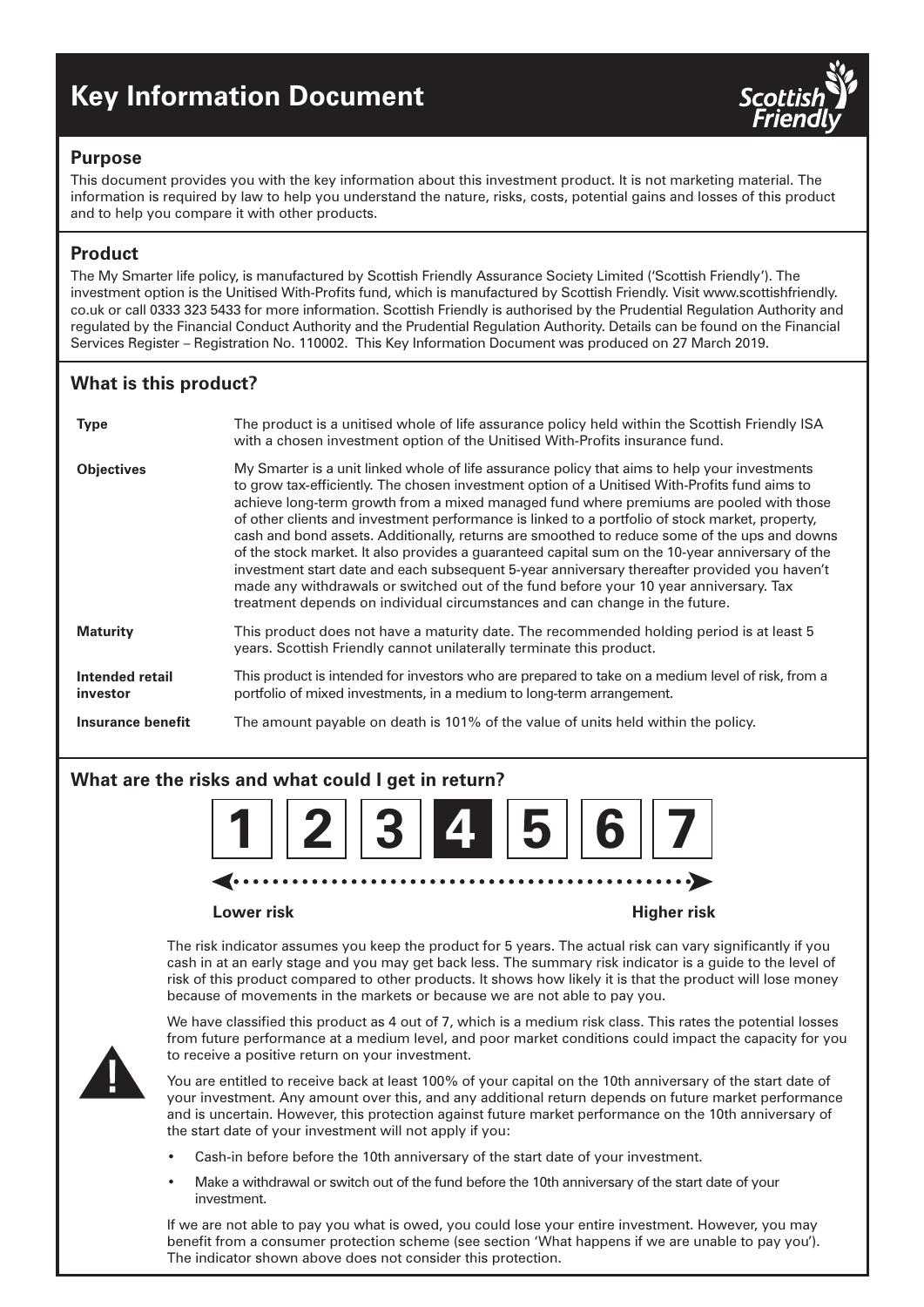# Key Information Document

## Purpose

This document provides you with the key information about this investment product. It is not marketing material. The information is required by law to help you understand the nature, risks, costs, potential gains and losses of this product and to help you compare it with other products.

## Product

The My Smarter life policy, is manufactured by Scottish Friendly Assurance Society Limited ('Scottish Friendly'). The investment option is the Unitised With-Profits fund, which is manufactured by Scottish Friendly. Visit www.scottishfriendly.co.uk or call 0333 323 5433 for more information. Scottish Friendly is authorised by the Prudential Regulation Authority and regulated by the Financial Conduct Authority and the Prudential Regulation Authority. Details can be found on the Financial Services Register – Registration No. 110002. This Key Information Document was produced on 27 March 2019.

## What is this product?

| | |
|---|---|
| **Type** | The product is a unitised whole of life assurance policy held within the Scottish Friendly ISA with a chosen investment option of the Unitised With-Profits insurance fund. |
| **Objectives** | My Smarter is a unit linked whole of life assurance policy that aims to help your investments to grow tax-efficiently. The chosen investment option of a Unitised With-Profits fund aims to achieve long-term growth from a mixed managed fund where premiums are pooled with those of other clients and investment performance is linked to a portfolio of stock market, property, cash and bond assets. Additionally, returns are smoothed to reduce some of the ups and downs of the stock market. It also provides a guaranteed capital sum on the 10-year anniversary of the investment start date and each subsequent 5-year anniversary thereafter provided you haven't made any withdrawals or switched out of the fund before your 10 year anniversary. Tax treatment depends on individual circumstances and can change in the future. |
| **Maturity** | This product does not have a maturity date. The recommended holding period is at least 5 years. Scottish Friendly cannot unilaterally terminate this product. |
| **Intended retail investor** | This product is intended for investors who are prepared to take on a medium level of risk, from a portfolio of mixed investments, in a medium to long-term arrangement. |
| **Insurance benefit** | The amount payable on death is 101% of the value of units held within the policy. |

## What are the risks and what could I get in return?

1 | 2 | 3 | **4** | 5 | 6 | 7

**Lower risk** ← → **Higher risk**

The risk indicator assumes you keep the product for 5 years. The actual risk can vary significantly if you cash in at an early stage and you may get back less. The summary risk indicator is a guide to the level of risk of this product compared to other products. It shows how likely it is that the product will lose money because of movements in the markets or because we are not able to pay you.

We have classified this product as 4 out of 7, which is a medium risk class. This rates the potential losses from future performance at a medium level, and poor market conditions could impact the capacity for you to receive a positive return on your investment.

You are entitled to receive back at least 100% of your capital on the 10th anniversary of the start date of your investment. Any amount over this, and any additional return depends on future market performance and is uncertain. However, this protection against future market performance on the 10th anniversary of the start date of your investment will not apply if you:

- Cash-in before before the 10th anniversary of the start date of your investment.
- Make a withdrawal or switch out of the fund before the 10th anniversary of the start date of your investment.

If we are not able to pay you what is owed, you could lose your entire investment. However, you may benefit from a consumer protection scheme (see section 'What happens if we are unable to pay you'). The indicator shown above does not consider this protection.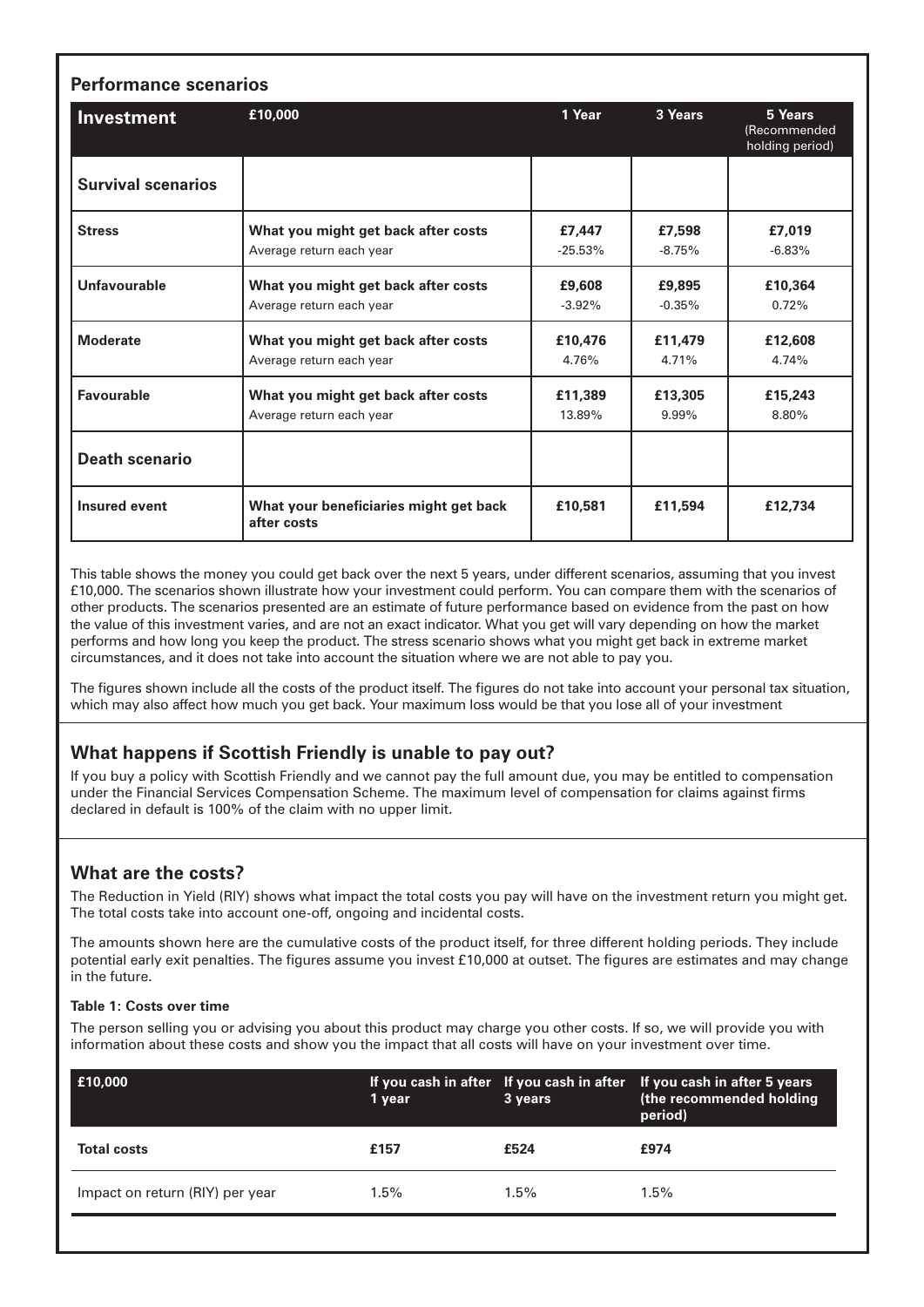## Performance scenarios

| Investment | £10,000 | 1 Year | 3 Years | 5 Years (Recommended holding period) |
|---|---|---|---|---|
| **Survival scenarios** | | | | |
| **Stress** | **What you might get back after costs** | **£7,447** | **£7,598** | **£7,019** |
| | Average return each year | -25.53% | -8.75% | -6.83% |
| **Unfavourable** | **What you might get back after costs** | **£9,608** | **£9,895** | **£10,364** |
| | Average return each year | -3.92% | -0.35% | 0.72% |
| **Moderate** | **What you might get back after costs** | **£10,476** | **£11,479** | **£12,608** |
| | Average return each year | 4.76% | 4.71% | 4.74% |
| **Favourable** | **What you might get back after costs** | **£11,389** | **£13,305** | **£15,243** |
| | Average return each year | 13.89% | 9.99% | 8.80% |
| **Death scenario** | | | | |
| **Insured event** | **What your beneficiaries might get back after costs** | **£10,581** | **£11,594** | **£12,734** |

This table shows the money you could get back over the next 5 years, under different scenarios, assuming that you invest £10,000. The scenarios shown illustrate how your investment could perform. You can compare them with the scenarios of other products. The scenarios presented are an estimate of future performance based on evidence from the past on how the value of this investment varies, and are not an exact indicator. What you get will vary depending on how the market performs and how long you keep the product. The stress scenario shows what you might get back in extreme market circumstances, and it does not take into account the situation where we are not able to pay you.

The figures shown include all the costs of the product itself. The figures do not take into account your personal tax situation, which may also affect how much you get back. Your maximum loss would be that you lose all of your investment

## What happens if Scottish Friendly is unable to pay out?

If you buy a policy with Scottish Friendly and we cannot pay the full amount due, you may be entitled to compensation under the Financial Services Compensation Scheme. The maximum level of compensation for claims against firms declared in default is 100% of the claim with no upper limit.

## What are the costs?

The Reduction in Yield (RIY) shows what impact the total costs you pay will have on the investment return you might get. The total costs take into account one-off, ongoing and incidental costs.

The amounts shown here are the cumulative costs of the product itself, for three different holding periods. They include potential early exit penalties. The figures assume you invest £10,000 at outset. The figures are estimates and may change in the future.

#### Table 1: Costs over time

The person selling you or advising you about this product may charge you other costs. If so, we will provide you with information about these costs and show you the impact that all costs will have on your investment over time.

| £10,000 | If you cash in after 1 year | If you cash in after 3 years | If you cash in after 5 years (the recommended holding period) |
|---|---|---|---|
| **Total costs** | **£157** | **£524** | **£974** |
| Impact on return (RIY) per year | 1.5% | 1.5% | 1.5% |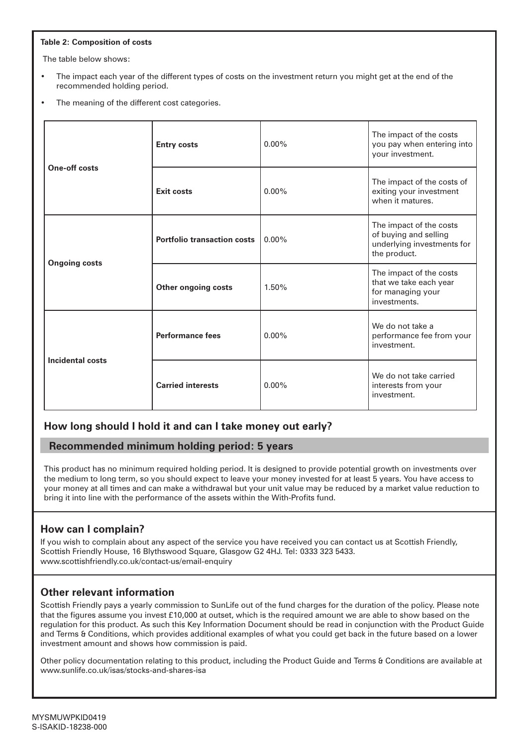**Table 2: Composition of costs**

The table below shows:

- The impact each year of the different types of costs on the investment return you might get at the end of the recommended holding period.
- The meaning of the different cost categories.

| | | | |
|---|---|---|---|
| **One-off costs** | **Entry costs** | 0.00% | The impact of the costs you pay when entering into your investment. |
| | **Exit costs** | 0.00% | The impact of the costs of exiting your investment when it matures. |
| **Ongoing costs** | **Portfolio transaction costs** | 0.00% | The impact of the costs of buying and selling underlying investments for the product. |
| | **Other ongoing costs** | 1.50% | The impact of the costs that we take each year for managing your investments. |
| **Incidental costs** | **Performance fees** | 0.00% | We do not take a performance fee from your investment. |
| | **Carried interests** | 0.00% | We do not take carried interests from your investment. |

## How long should I hold it and can I take money out early?

### Recommended minimum holding period: 5 years

This product has no minimum required holding period. It is designed to provide potential growth on investments over the medium to long term, so you should expect to leave your money invested for at least 5 years. You have access to your money at all times and can make a withdrawal but your unit value may be reduced by a market value reduction to bring it into line with the performance of the assets within the With-Profits fund.

## How can I complain?

If you wish to complain about any aspect of the service you have received you can contact us at Scottish Friendly, Scottish Friendly House, 16 Blythswood Square, Glasgow G2 4HJ. Tel: 0333 323 5433.
www.scottishfriendly.co.uk/contact-us/email-enquiry

## Other relevant information

Scottish Friendly pays a yearly commission to SunLife out of the fund charges for the duration of the policy. Please note that the figures assume you invest £10,000 at outset, which is the required amount we are able to show based on the regulation for this product. As such this Key Information Document should be read in conjunction with the Product Guide and Terms & Conditions, which provides additional examples of what you could get back in the future based on a lower investment amount and shows how commission is paid.

Other policy documentation relating to this product, including the Product Guide and Terms & Conditions are available at www.sunlife.co.uk/isas/stocks-and-shares-isa

MYSMUWPKID0419
S-ISAKID-18238-000